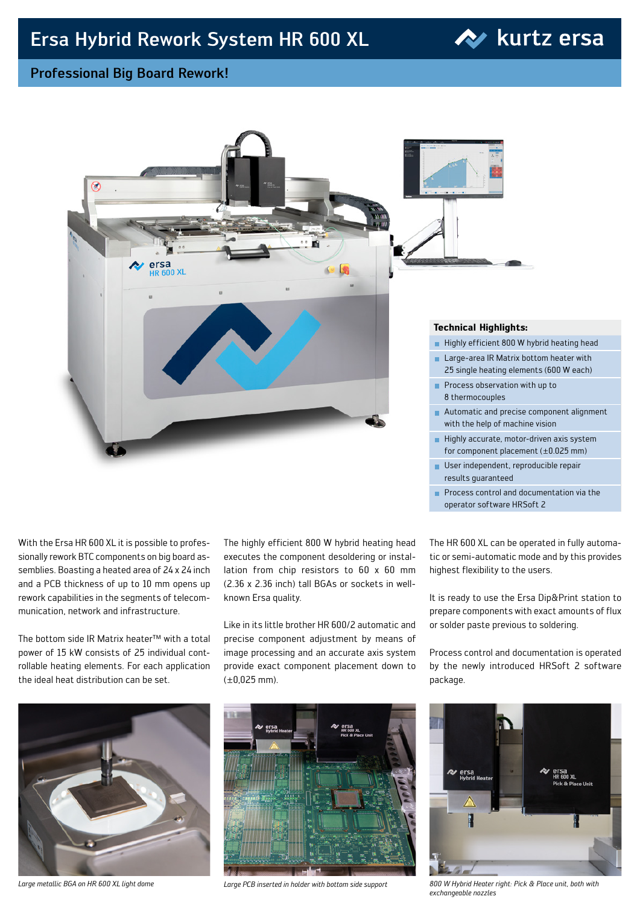# Ersa Hybrid Rework System HR 600 XL

## Professional Big Board Rework!

### Technical Highlights:

- Highly efficient 800 W hybrid heating head
- Large-area IR Matrix bottom heater with 25 single heating elements (600 W each)
- Process observation with up to 8 thermocouples
- Automatic and precise component alignment with the help of machine vision
- Highly accurate, motor-driven axis system for component placement (±0.025 mm)
- User independent, reproducible repair results guaranteed
- Process control and documentation via the operator software HRSoft 2

With the Ersa HR 600 XL it is possible to professionally rework BTC components on big board assemblies. Boasting a heated area of 24 x 24 inch and a PCB thickness of up to 10 mm opens up rework capabilities in the segments of telecommunication, network and infrastructure.

The bottom side IR Matrix heater™ with a total power of 15 kW consists of 25 individual controllable heating elements. For each application the ideal heat distribution can be set.

The highly efficient 800 W hybrid heating head executes the component desoldering or installation from chip resistors to 60 x 60 mm (2.36 x 2.36 inch) tall BGAs or sockets in well-known Ersa quality.

Like in its little brother HR 600/2 automatic and precise component adjustment by means of image processing and an accurate axis system provide exact component placement down to (±0,025 mm).

The HR 600 XL can be operated in fully automatic or semi-automatic mode and by this provides highest flexibility to the users.

It is ready to use the Ersa Dip&Print station to prepare components with exact amounts of flux or solder paste previous to soldering.

Process control and documentation is operated by the newly introduced HRSoft 2 software package.

*Large metallic BGA on HR 600 XL light dome*

*Large PCB inserted in holder with bottom side support*

*800 W Hybrid Heater right: Pick & Place unit, both with exchangeable nozzles*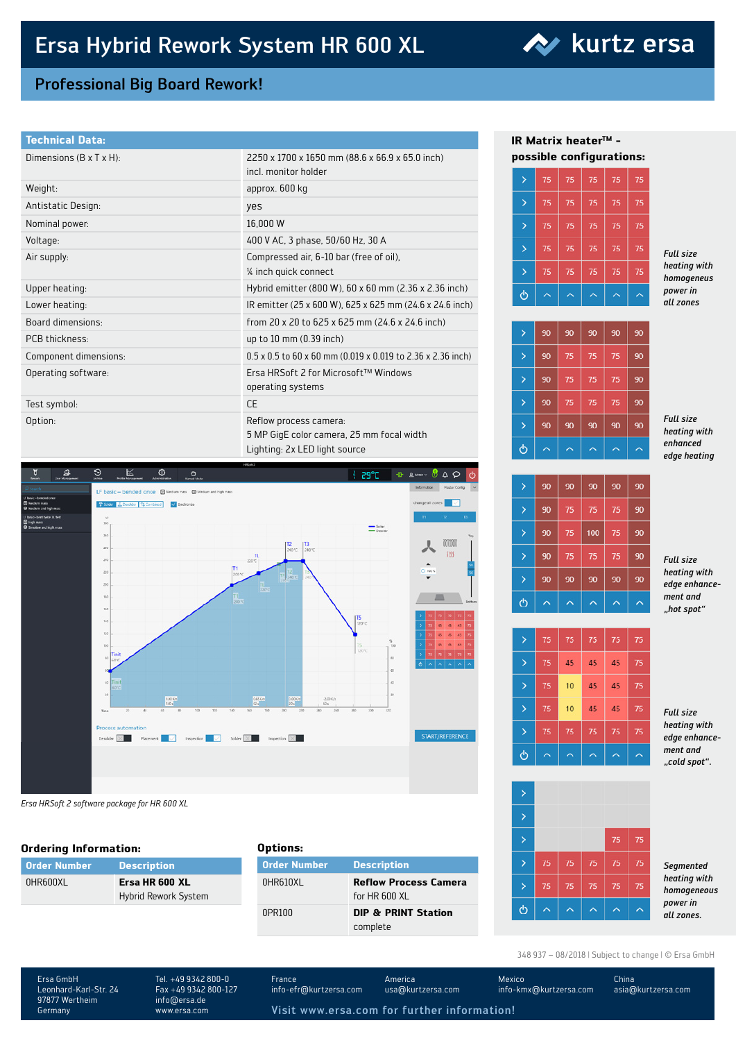# Ersa Hybrid Rework System HR 600 XL

## Professional Big Board Rework!

| Technical Data: | |
|---|---|
| Dimensions (B x T x H): | 2250 x 1700 x 1650 mm (88.6 x 66.9 x 65.0 inch) incl. monitor holder |
| Weight: | approx. 600 kg |
| Antistatic Design: | yes |
| Nominal power: | 16,000 W |
| Voltage: | 400 V AC, 3 phase, 50/60 Hz, 30 A |
| Air supply: | Compressed air, 6-10 bar (free of oil), ¼ inch quick connect |
| Upper heating: | Hybrid emitter (800 W), 60 x 60 mm (2.36 x 2.36 inch) |
| Lower heating: | IR emitter (25 x 600 W), 625 x 625 mm (24.6 x 24.6 inch) |
| Board dimensions: | from 20 x 20 to 625 x 625 mm (24.6 x 24.6 inch) |
| PCB thickness: | up to 10 mm (0.39 inch) |
| Component dimensions: | 0.5 x 0.5 to 60 x 60 mm (0.019 x 0.019 to 2.36 x 2.36 inch) |
| Operating software: | Ersa HRSoft 2 for Microsoft™ Windows operating systems |
| Test symbol: | CE |
| Option: | Reflow process camera: 5 MP GigE color camera, 25 mm focal width Lighting: 2x LED light source |

*Ersa HRSoft 2 software package for HR 600 XL*

### IR Matrix heater™ – possible configurations:

*Full size heating with homogeneous power in all zones*

*Full size heating with enhanced edge heating*

*Full size heating with edge enhancement and „hot spot“*

*Full size heating with edge enhancement and „cold spot“.*

*Segmented heating with homogeneous power in all zones.*

### Ordering Information:

| Order Number | Description |
|---|---|
| 0HR600XL | **Ersa HR 600 XL** Hybrid Rework System |

### Options:

| Order Number | Description |
|---|---|
| 0HR610XL | **Reflow Process Camera** for HR 600 XL |
| 0PR100 | **DIP & PRINT Station** complete |

348 937 – 08/2018 | Subject to change | © Ersa GmbH

Ersa GmbH
Leonhard-Karl-Str. 24
97877 Wertheim
Germany

Tel. +49 9342 800-0
Fax +49 9342 800-127
info@ersa.de
www.ersa.com

France
info-efr@kurtzersa.com

America
usa@kurtzersa.com

Mexico
info-kmx@kurtzersa.com

China
asia@kurtzersa.com

Visit www.ersa.com for further information!